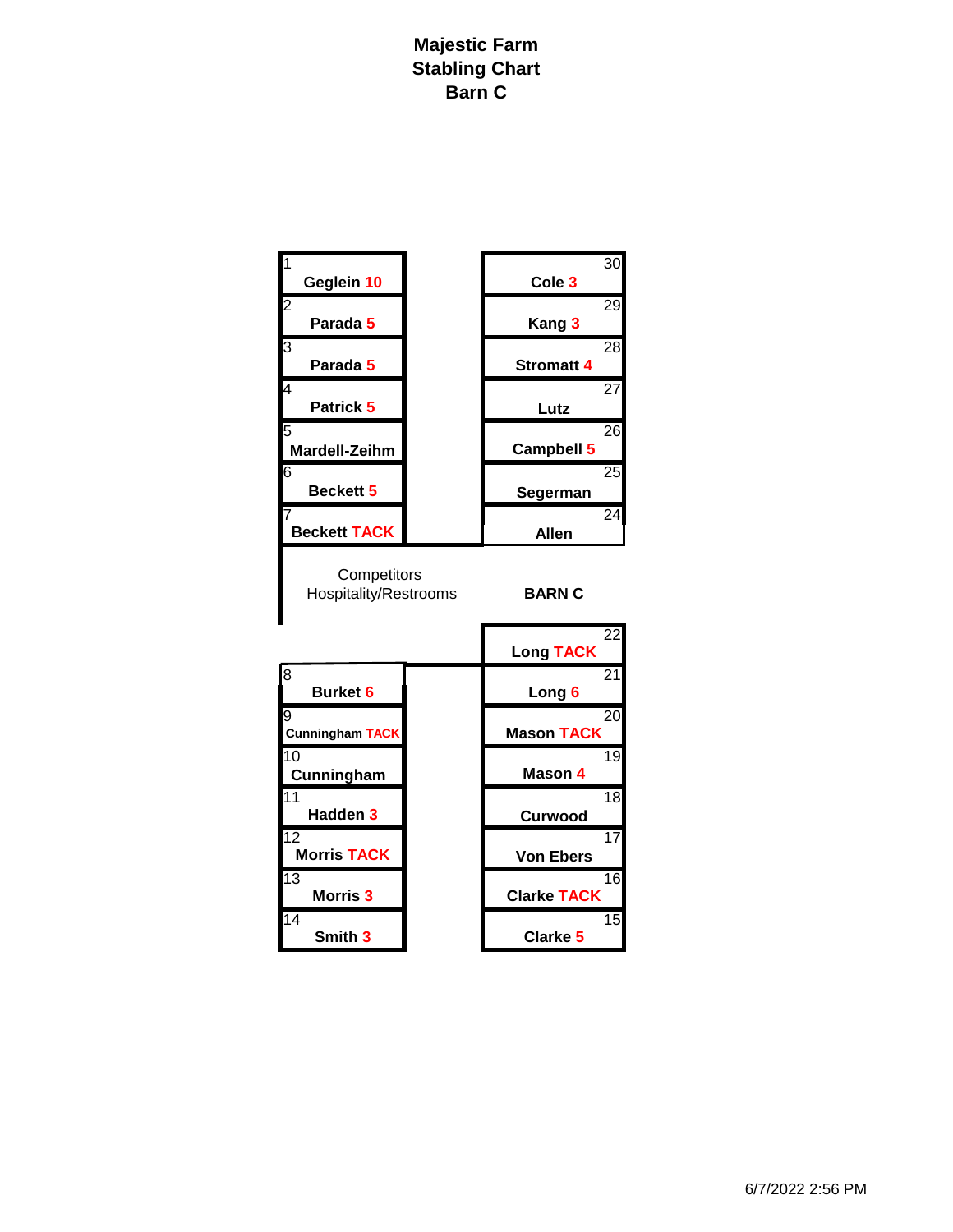# Majestic Farm
## Stabling Chart
## Barn C

| Stall | Occupant | Stall | Occupant |
|---|---|---|---|
| 1 | Geglein 10 | 30 | Cole 3 |
| 2 | Parada 5 | 29 | Kang 3 |
| 3 | Parada 5 | 28 | Stromatt 4 |
| 4 | Patrick 5 | 27 | Lutz |
| 5 | Mardell-Zeihm | 26 | Campbell 5 |
| 6 | Beckett 5 | 25 | Segerman |
| 7 | Beckett TACK | 24 | Allen |

Competitors Hospitality/Restrooms

**BARN C**

| Stall | Occupant | Stall | Occupant |
|---|---|---|---|
| | | 22 | Long TACK |
| 8 | Burket 6 | 21 | Long 6 |
| 9 | Cunningham TACK | 20 | Mason TACK |
| 10 | Cunningham | 19 | Mason 4 |
| 11 | Hadden 3 | 18 | Curwood |
| 12 | Morris TACK | 17 | Von Ebers |
| 13 | Morris 3 | 16 | Clarke TACK |
| 14 | Smith 3 | 15 | Clarke 5 |

6/7/2022 2:56 PM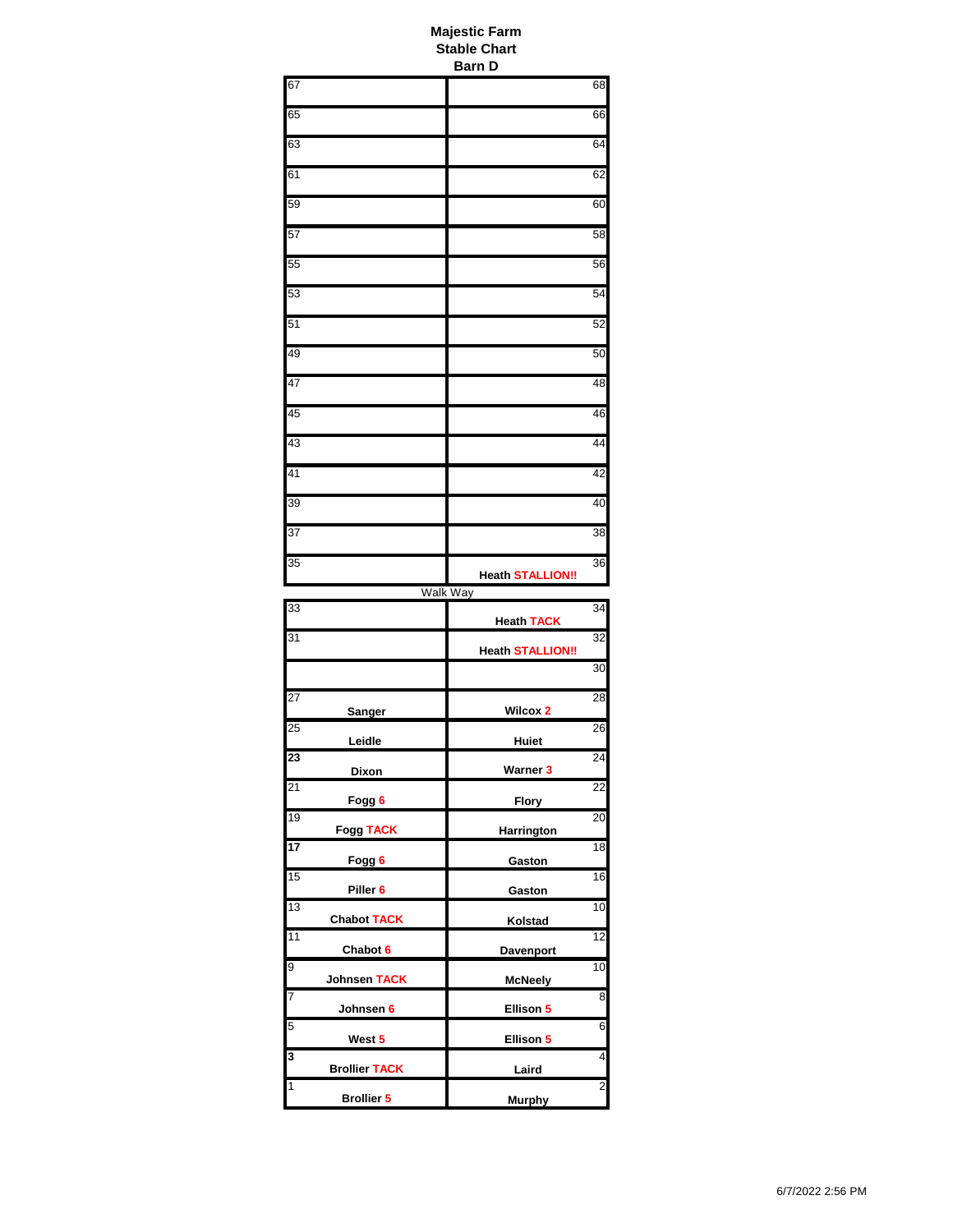**Majestic Farm**
**Stable Chart**
**Barn D**

| Stall | Occupant | Stall | Occupant |
|---|---|---|---|
| 67 | | 68 | |
| 65 | | 66 | |
| 63 | | 64 | |
| 61 | | 62 | |
| 59 | | 60 | |
| 57 | | 58 | |
| 55 | | 56 | |
| 53 | | 54 | |
| 51 | | 52 | |
| 49 | | 50 | |
| 47 | | 48 | |
| 45 | | 46 | |
| 43 | | 44 | |
| 41 | | 42 | |
| 39 | | 40 | |
| 37 | | 38 | |
| 35 | | 36 | **Heath STALLION!!** |

Walk Way

| Stall | Occupant | Stall | Occupant |
|---|---|---|---|
| 33 | | 34 | **Heath TACK** |
| 31 | | 32 | **Heath STALLION!!** |
| | | 30 | |
| 27 | **Sanger** | 28 | **Wilcox 2** |
| 25 | **Leidle** | 26 | **Huiet** |
| 23 | **Dixon** | 24 | **Warner 3** |
| 21 | **Fogg 6** | 22 | **Flory** |
| 19 | **Fogg TACK** | 20 | **Harrington** |
| 17 | **Fogg 6** | 18 | **Gaston** |
| 15 | **Piller 6** | 16 | **Gaston** |
| 13 | **Chabot TACK** | 10 | **Kolstad** |
| 11 | **Chabot 6** | 12 | **Davenport** |
| 9 | **Johnsen TACK** | 10 | **McNeely** |
| 7 | **Johnsen 6** | 8 | **Ellison 5** |
| 5 | **West 5** | 6 | **Ellison 5** |
| 3 | **Brollier TACK** | 4 | **Laird** |
| 1 | **Brollier 5** | 2 | **Murphy** |

6/7/2022 2:56 PM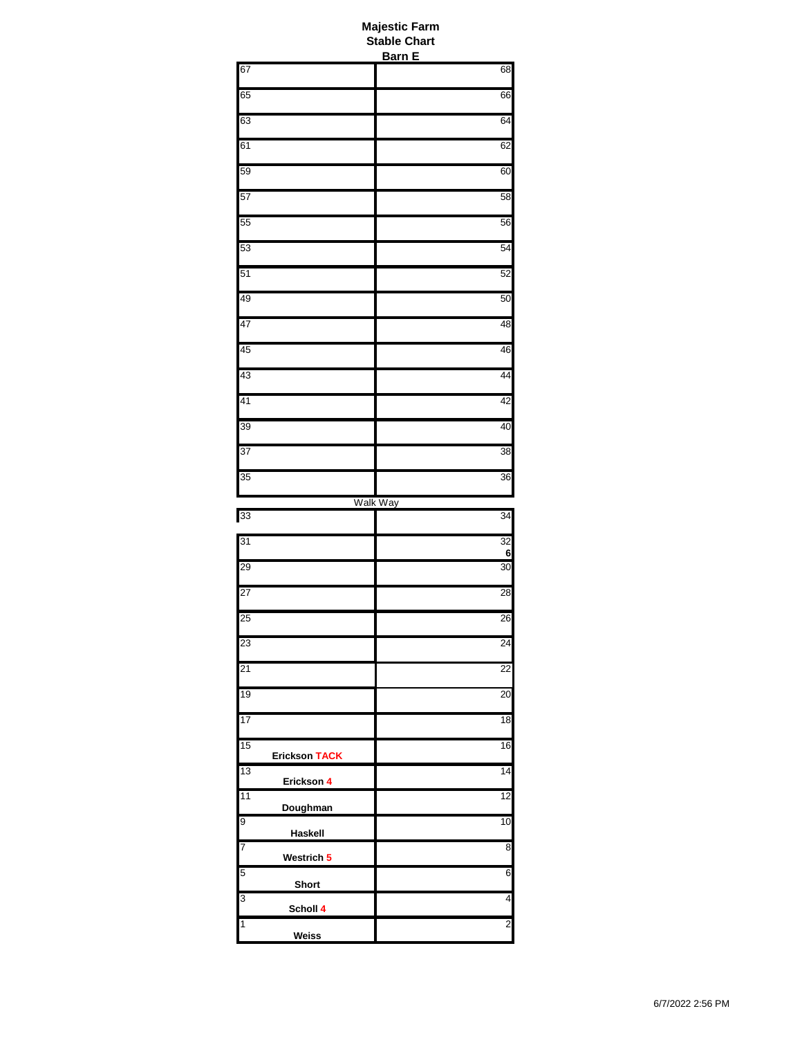**Majestic Farm**
**Stable Chart**
**Barn E**

| | |
|---|---|
| 67 | 68 |
| 65 | 66 |
| 63 | 64 |
| 61 | 62 |
| 59 | 60 |
| 57 | 58 |
| 55 | 56 |
| 53 | 54 |
| 51 | 52 |
| 49 | 50 |
| 47 | 48 |
| 45 | 46 |
| 43 | 44 |
| 41 | 42 |
| 39 | 40 |
| 37 | 38 |
| 35 | 36 |
| Walk Way | |
| 33 | 34 |
| 31 | 32 **6** |
| 29 | 30 |
| 27 | 28 |
| 25 | 26 |
| 23 | 24 |
| 21 | 22 |
| 19 | 20 |
| 17 | 18 |
| 15 **Erickson TACK** | 16 |
| 13 **Erickson 4** | 14 |
| 11 **Doughman** | 12 |
| 9 **Haskell** | 10 |
| 7 **Westrich 5** | 8 |
| 5 **Short** | 6 |
| 3 **Scholl 4** | 4 |
| 1 **Weiss** | 2 |

6/7/2022 2:56 PM